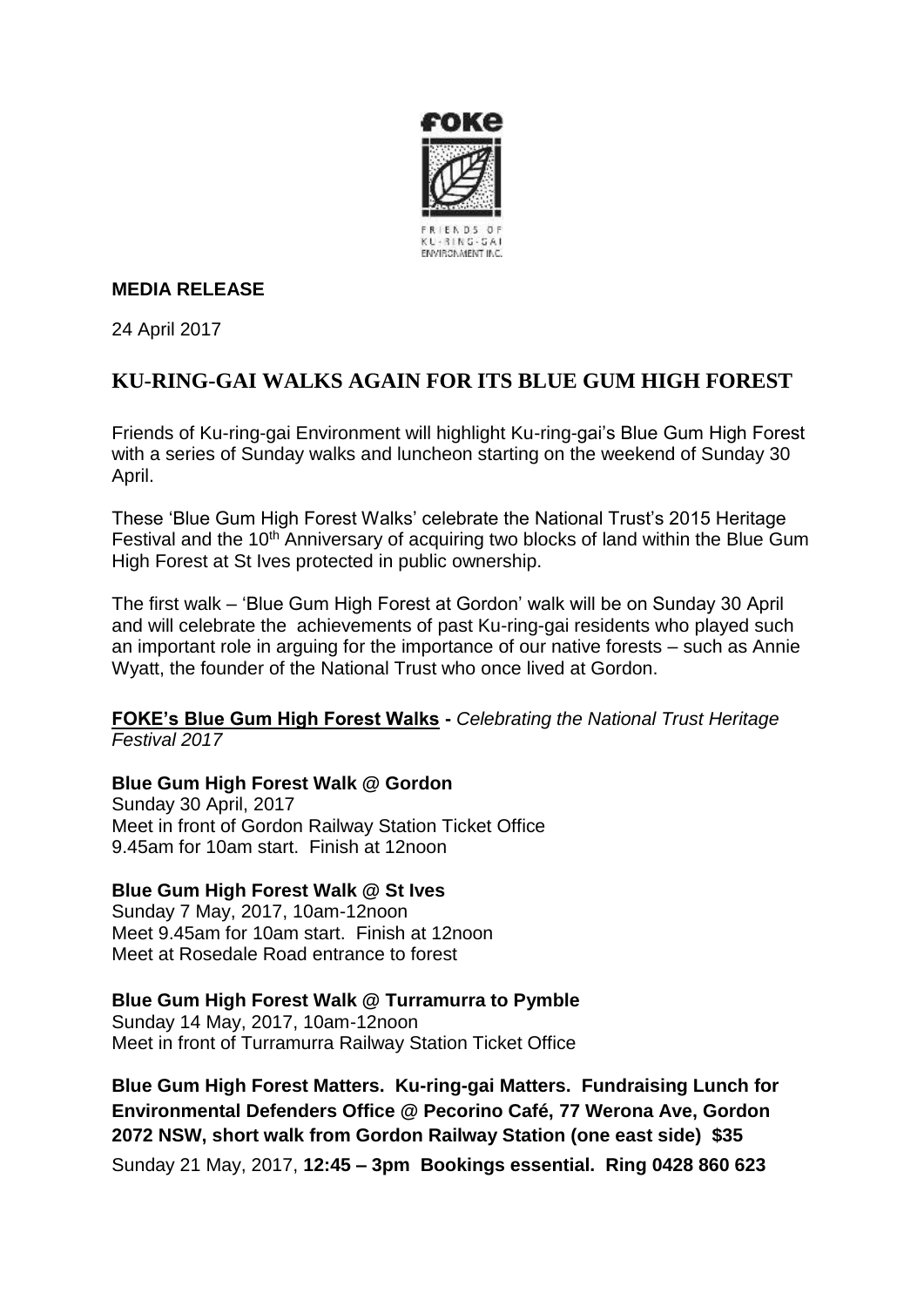**MEDIA RELEASE**

24 April 2017

# KU-RING-GAI WALKS AGAIN FOR ITS BLUE GUM HIGH FOREST

Friends of Ku-ring-gai Environment will highlight Ku-ring-gai's Blue Gum High Forest with a series of Sunday walks and luncheon starting on the weekend of Sunday 30 April.

These 'Blue Gum High Forest Walks' celebrate the National Trust's 2015 Heritage Festival and the 10th Anniversary of acquiring two blocks of land within the Blue Gum High Forest at St Ives protected in public ownership.

The first walk – 'Blue Gum High Forest at Gordon' walk will be on Sunday 30 April and will celebrate the achievements of past Ku-ring-gai residents who played such an important role in arguing for the importance of our native forests – such as Annie Wyatt, the founder of the National Trust who once lived at Gordon.

**FOKE's Blue Gum High Forest Walks** - *Celebrating the National Trust Heritage Festival 2017*

**Blue Gum High Forest Walk @ Gordon**
Sunday 30 April, 2017
Meet in front of Gordon Railway Station Ticket Office
9.45am for 10am start. Finish at 12noon

**Blue Gum High Forest Walk @ St Ives**
Sunday 7 May, 2017, 10am-12noon
Meet 9.45am for 10am start. Finish at 12noon
Meet at Rosedale Road entrance to forest

**Blue Gum High Forest Walk @ Turramurra to Pymble**
Sunday 14 May, 2017, 10am-12noon
Meet in front of Turramurra Railway Station Ticket Office

**Blue Gum High Forest Matters. Ku-ring-gai Matters. Fundraising Lunch for Environmental Defenders Office @ Pecorino Café, 77 Werona Ave, Gordon 2072 NSW, short walk from Gordon Railway Station (one east side) $35**
Sunday 21 May, 2017, **12:45 – 3pm Bookings essential. Ring 0428 860 623**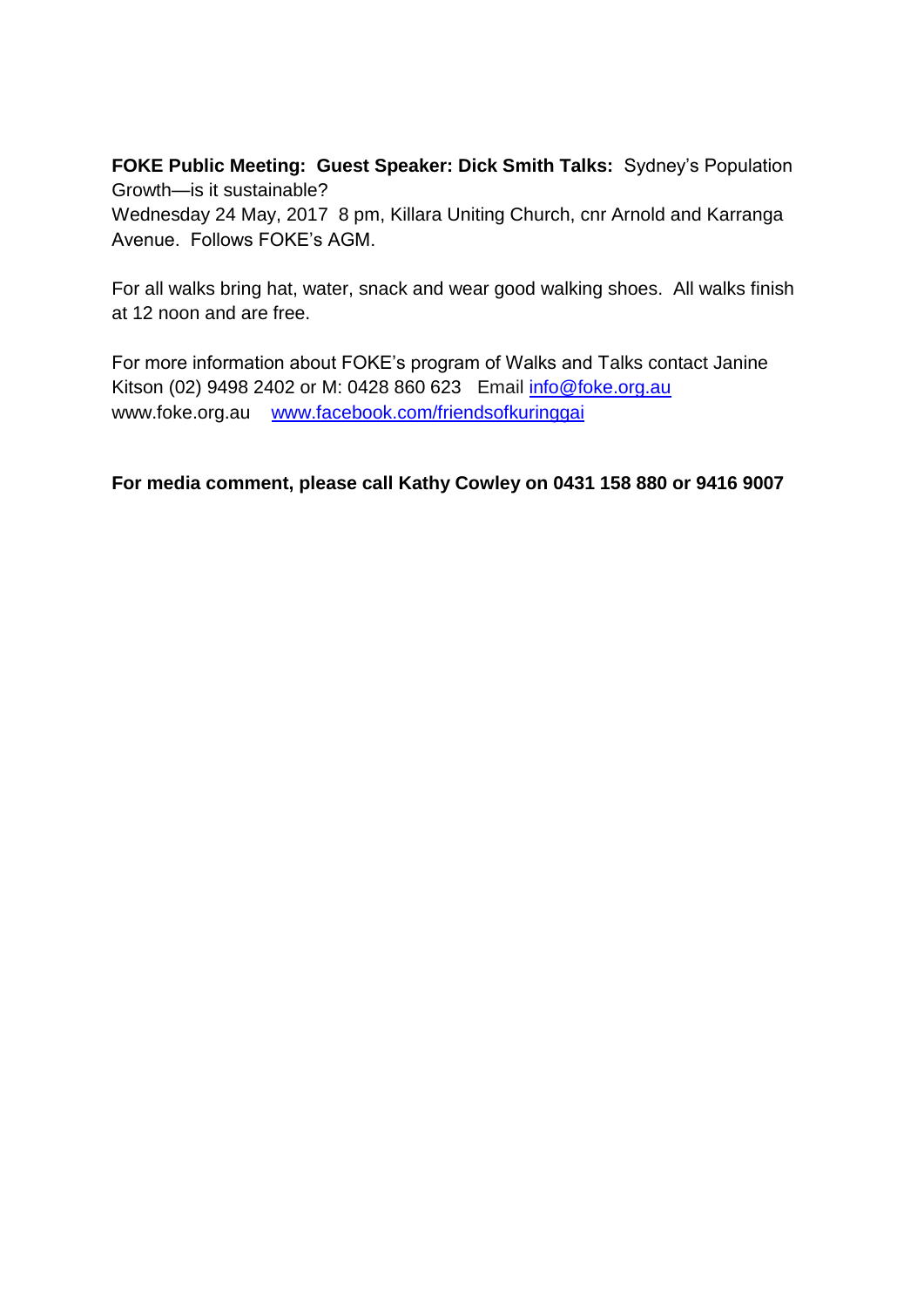**FOKE Public Meeting: Guest Speaker: Dick Smith Talks:** Sydney's Population Growth—is it sustainable?
Wednesday 24 May, 2017 8 pm, Killara Uniting Church, cnr Arnold and Karranga Avenue. Follows FOKE's AGM.

For all walks bring hat, water, snack and wear good walking shoes. All walks finish at 12 noon and are free.

For more information about FOKE's program of Walks and Talks contact Janine Kitson (02) 9498 2402 or M: 0428 860 623 Email info@foke.org.au
www.foke.org.au www.facebook.com/friendsofkuringgai

**For media comment, please call Kathy Cowley on 0431 158 880 or 9416 9007**